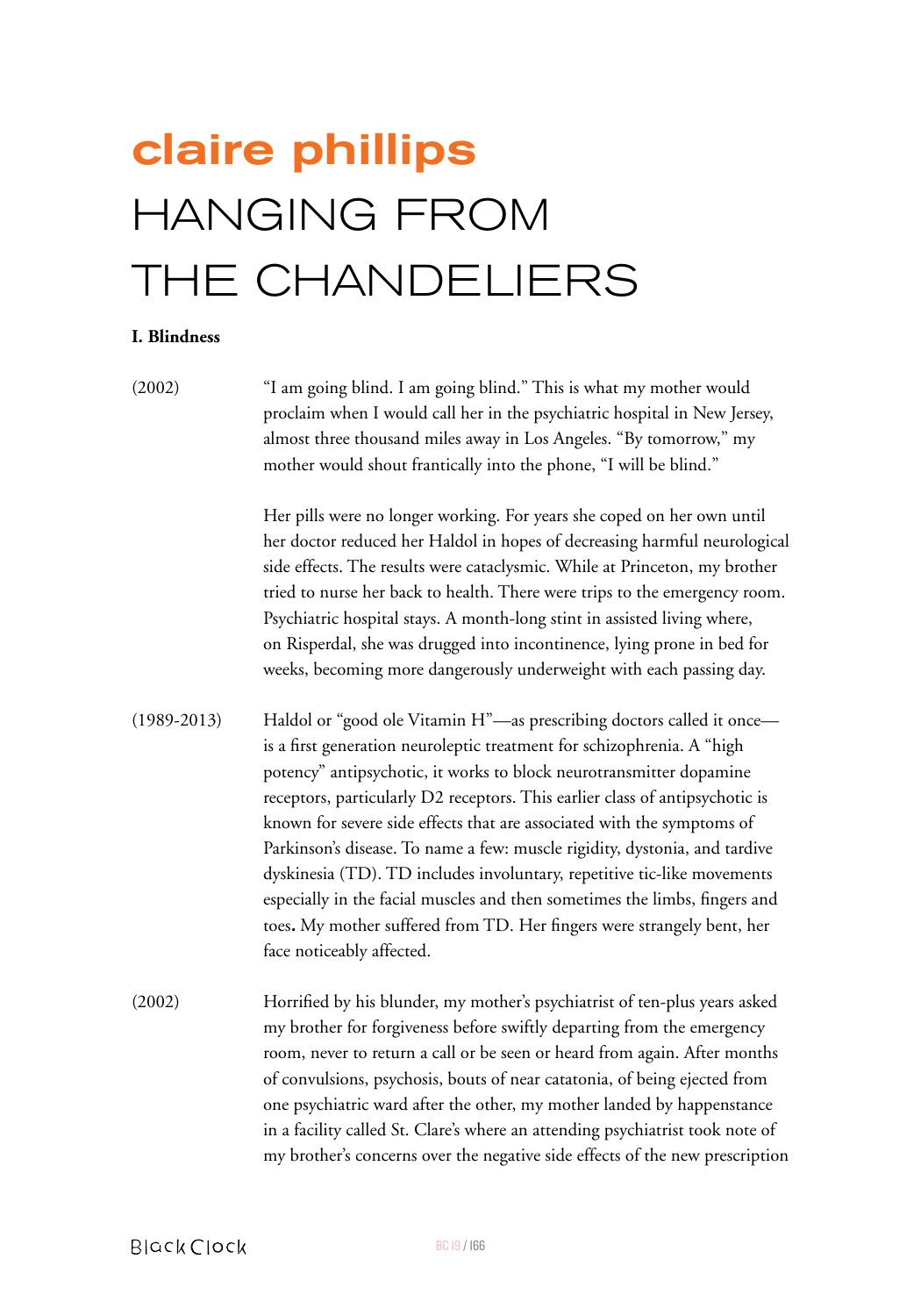# claire phillips

# HANGING FROM THE CHANDELIERS

**I. Blindness**

(2002)

"I am going blind. I am going blind." This is what my mother would proclaim when I would call her in the psychiatric hospital in New Jersey, almost three thousand miles away in Los Angeles. "By tomorrow," my mother would shout frantically into the phone, "I will be blind."

Her pills were no longer working. For years she coped on her own until her doctor reduced her Haldol in hopes of decreasing harmful neurological side effects. The results were cataclysmic. While at Princeton, my brother tried to nurse her back to health. There were trips to the emergency room. Psychiatric hospital stays. A month-long stint in assisted living where, on Risperdal, she was drugged into incontinence, lying prone in bed for weeks, becoming more dangerously underweight with each passing day.

(1989-2013)

Haldol or "good ole Vitamin H"—as prescribing doctors called it once—is a first generation neuroleptic treatment for schizophrenia. A "high potency" antipsychotic, it works to block neurotransmitter dopamine receptors, particularly D2 receptors. This earlier class of antipsychotic is known for severe side effects that are associated with the symptoms of Parkinson's disease. To name a few: muscle rigidity, dystonia, and tardive dyskinesia (TD). TD includes involuntary, repetitive tic-like movements especially in the facial muscles and then sometimes the limbs, fingers and toes**.** My mother suffered from TD. Her fingers were strangely bent, her face noticeably affected.

(2002)

Horrified by his blunder, my mother's psychiatrist of ten-plus years asked my brother for forgiveness before swiftly departing from the emergency room, never to return a call or be seen or heard from again. After months of convulsions, psychosis, bouts of near catatonia, of being ejected from one psychiatric ward after the other, my mother landed by happenstance in a facility called St. Clare's where an attending psychiatrist took note of my brother's concerns over the negative side effects of the new prescription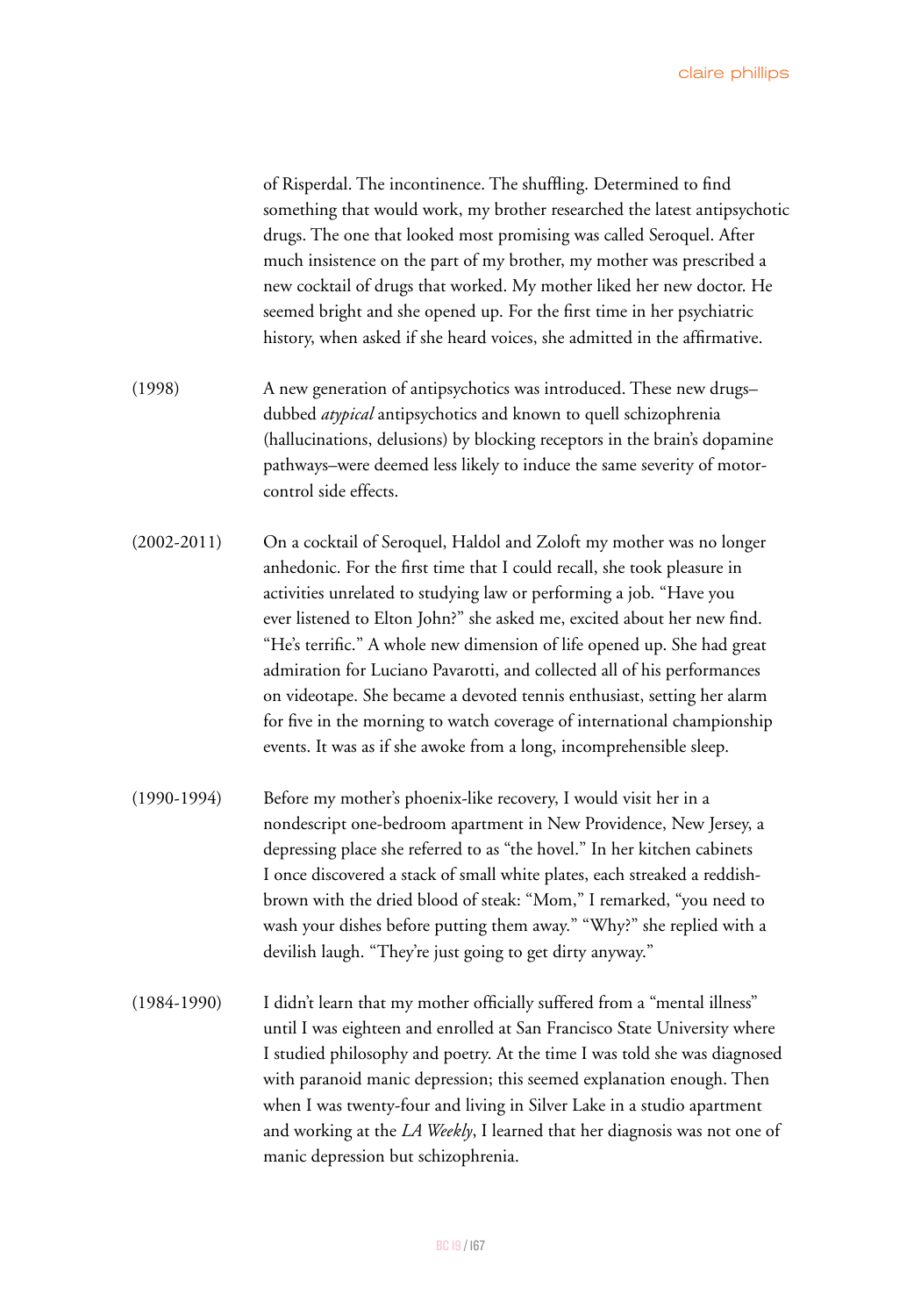of Risperdal. The incontinence. The shuffling. Determined to find something that would work, my brother researched the latest antipsychotic drugs. The one that looked most promising was called Seroquel. After much insistence on the part of my brother, my mother was prescribed a new cocktail of drugs that worked. My mother liked her new doctor. He seemed bright and she opened up. For the first time in her psychiatric history, when asked if she heard voices, she admitted in the affirmative.

(1998) A new generation of antipsychotics was introduced. These new drugs– dubbed *atypical* antipsychotics and known to quell schizophrenia (hallucinations, delusions) by blocking receptors in the brain's dopamine pathways–were deemed less likely to induce the same severity of motor-control side effects.

(2002-2011) On a cocktail of Seroquel, Haldol and Zoloft my mother was no longer anhedonic. For the first time that I could recall, she took pleasure in activities unrelated to studying law or performing a job. "Have you ever listened to Elton John?" she asked me, excited about her new find. "He's terrific." A whole new dimension of life opened up. She had great admiration for Luciano Pavarotti, and collected all of his performances on videotape. She became a devoted tennis enthusiast, setting her alarm for five in the morning to watch coverage of international championship events. It was as if she awoke from a long, incomprehensible sleep.

(1990-1994) Before my mother's phoenix-like recovery, I would visit her in a nondescript one-bedroom apartment in New Providence, New Jersey, a depressing place she referred to as "the hovel." In her kitchen cabinets I once discovered a stack of small white plates, each streaked a reddish-brown with the dried blood of steak: "Mom," I remarked, "you need to wash your dishes before putting them away." "Why?" she replied with a devilish laugh. "They're just going to get dirty anyway."

(1984-1990) I didn't learn that my mother officially suffered from a "mental illness" until I was eighteen and enrolled at San Francisco State University where I studied philosophy and poetry. At the time I was told she was diagnosed with paranoid manic depression; this seemed explanation enough. Then when I was twenty-four and living in Silver Lake in a studio apartment and working at the *LA Weekly*, I learned that her diagnosis was not one of manic depression but schizophrenia.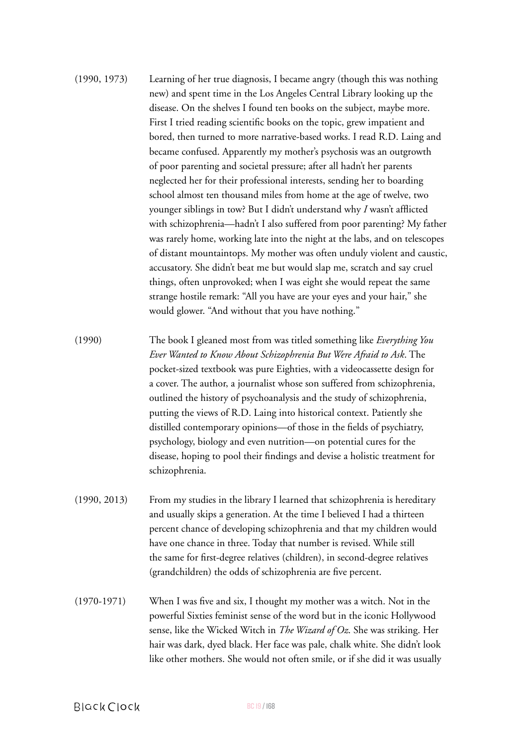(1990, 1973) Learning of her true diagnosis, I became angry (though this was nothing new) and spent time in the Los Angeles Central Library looking up the disease. On the shelves I found ten books on the subject, maybe more. First I tried reading scientific books on the topic, grew impatient and bored, then turned to more narrative-based works. I read R.D. Laing and became confused. Apparently my mother's psychosis was an outgrowth of poor parenting and societal pressure; after all hadn't her parents neglected her for their professional interests, sending her to boarding school almost ten thousand miles from home at the age of twelve, two younger siblings in tow? But I didn't understand why *I* wasn't afflicted with schizophrenia—hadn't I also suffered from poor parenting? My father was rarely home, working late into the night at the labs, and on telescopes of distant mountaintops. My mother was often unduly violent and caustic, accusatory. She didn't beat me but would slap me, scratch and say cruel things, often unprovoked; when I was eight she would repeat the same strange hostile remark: "All you have are your eyes and your hair," she would glower. "And without that you have nothing."

(1990) The book I gleaned most from was titled something like *Everything You Ever Wanted to Know About Schizophrenia But Were Afraid to Ask*. The pocket-sized textbook was pure Eighties, with a videocassette design for a cover. The author, a journalist whose son suffered from schizophrenia, outlined the history of psychoanalysis and the study of schizophrenia, putting the views of R.D. Laing into historical context. Patiently she distilled contemporary opinions—of those in the fields of psychiatry, psychology, biology and even nutrition—on potential cures for the disease, hoping to pool their findings and devise a holistic treatment for schizophrenia.

(1990, 2013) From my studies in the library I learned that schizophrenia is hereditary and usually skips a generation. At the time I believed I had a thirteen percent chance of developing schizophrenia and that my children would have one chance in three. Today that number is revised. While still the same for first-degree relatives (children), in second-degree relatives (grandchildren) the odds of schizophrenia are five percent.

(1970-1971) When I was five and six, I thought my mother was a witch. Not in the powerful Sixties feminist sense of the word but in the iconic Hollywood sense, like the Wicked Witch in *The Wizard of Oz.* She was striking. Her hair was dark, dyed black. Her face was pale, chalk white. She didn't look like other mothers. She would not often smile, or if she did it was usually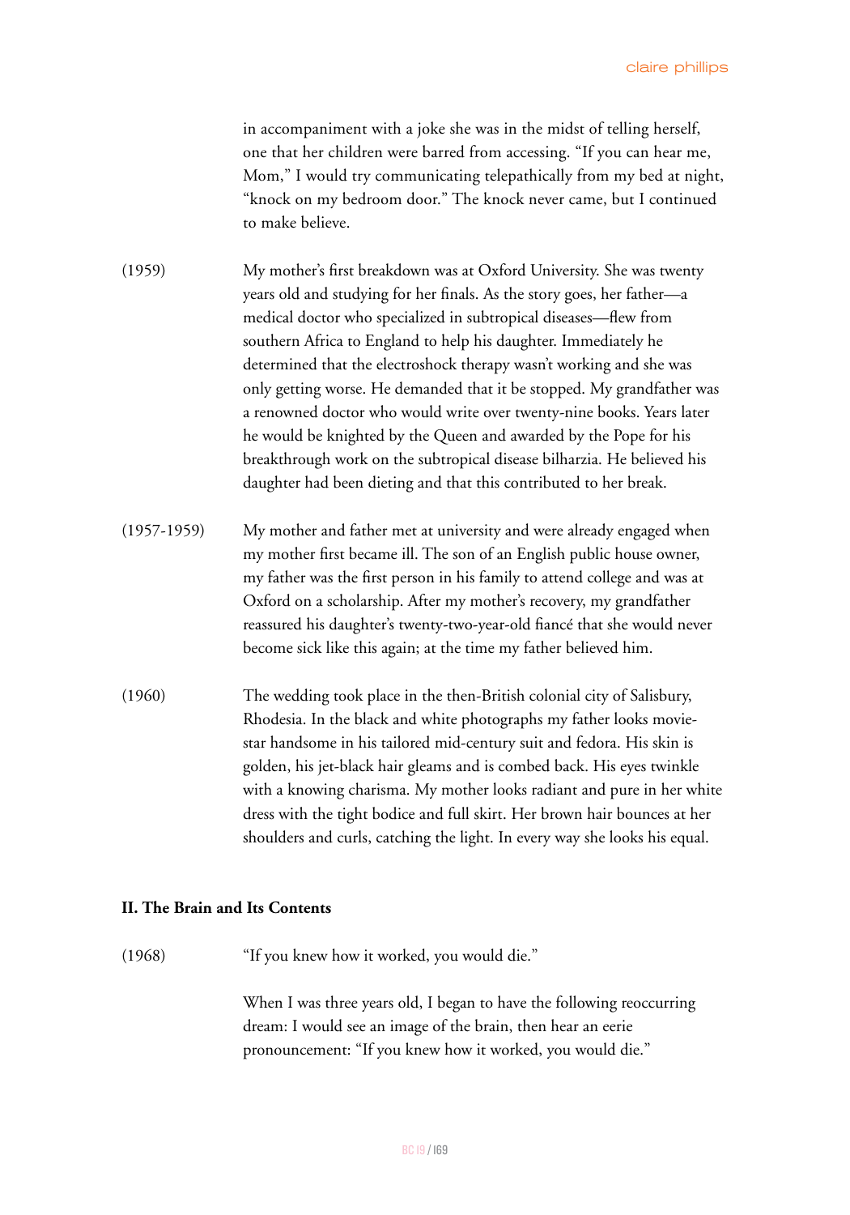in accompaniment with a joke she was in the midst of telling herself, one that her children were barred from accessing. "If you can hear me, Mom," I would try communicating telepathically from my bed at night, "knock on my bedroom door." The knock never came, but I continued to make believe.

(1959) My mother's first breakdown was at Oxford University. She was twenty years old and studying for her finals. As the story goes, her father—a medical doctor who specialized in subtropical diseases—flew from southern Africa to England to help his daughter. Immediately he determined that the electroshock therapy wasn't working and she was only getting worse. He demanded that it be stopped. My grandfather was a renowned doctor who would write over twenty-nine books. Years later he would be knighted by the Queen and awarded by the Pope for his breakthrough work on the subtropical disease bilharzia. He believed his daughter had been dieting and that this contributed to her break.

(1957-1959) My mother and father met at university and were already engaged when my mother first became ill. The son of an English public house owner, my father was the first person in his family to attend college and was at Oxford on a scholarship. After my mother's recovery, my grandfather reassured his daughter's twenty-two-year-old fiancé that she would never become sick like this again; at the time my father believed him.

(1960) The wedding took place in the then-British colonial city of Salisbury, Rhodesia. In the black and white photographs my father looks movie-star handsome in his tailored mid-century suit and fedora. His skin is golden, his jet-black hair gleams and is combed back. His eyes twinkle with a knowing charisma. My mother looks radiant and pure in her white dress with the tight bodice and full skirt. Her brown hair bounces at her shoulders and curls, catching the light. In every way she looks his equal.

## II. The Brain and Its Contents

(1968) "If you knew how it worked, you would die."

When I was three years old, I began to have the following reoccurring dream: I would see an image of the brain, then hear an eerie pronouncement: "If you knew how it worked, you would die."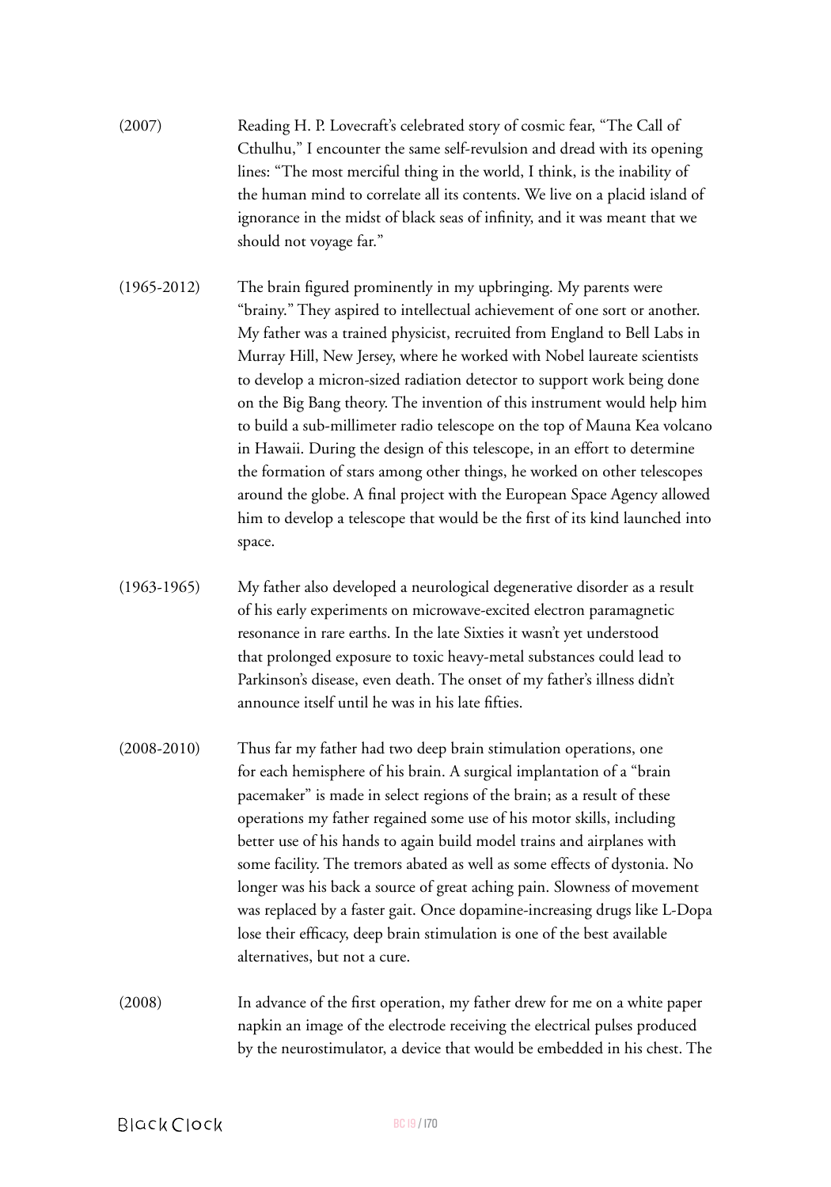(2007) Reading H. P. Lovecraft's celebrated story of cosmic fear, "The Call of Cthulhu," I encounter the same self-revulsion and dread with its opening lines: "The most merciful thing in the world, I think, is the inability of the human mind to correlate all its contents. We live on a placid island of ignorance in the midst of black seas of infinity, and it was meant that we should not voyage far."

(1965-2012) The brain figured prominently in my upbringing. My parents were "brainy." They aspired to intellectual achievement of one sort or another. My father was a trained physicist, recruited from England to Bell Labs in Murray Hill, New Jersey, where he worked with Nobel laureate scientists to develop a micron-sized radiation detector to support work being done on the Big Bang theory. The invention of this instrument would help him to build a sub-millimeter radio telescope on the top of Mauna Kea volcano in Hawaii. During the design of this telescope, in an effort to determine the formation of stars among other things, he worked on other telescopes around the globe. A final project with the European Space Agency allowed him to develop a telescope that would be the first of its kind launched into space.

(1963-1965) My father also developed a neurological degenerative disorder as a result of his early experiments on microwave-excited electron paramagnetic resonance in rare earths. In the late Sixties it wasn't yet understood that prolonged exposure to toxic heavy-metal substances could lead to Parkinson's disease, even death. The onset of my father's illness didn't announce itself until he was in his late fifties.

(2008-2010) Thus far my father had two deep brain stimulation operations, one for each hemisphere of his brain. A surgical implantation of a "brain pacemaker" is made in select regions of the brain; as a result of these operations my father regained some use of his motor skills, including better use of his hands to again build model trains and airplanes with some facility. The tremors abated as well as some effects of dystonia. No longer was his back a source of great aching pain. Slowness of movement was replaced by a faster gait. Once dopamine-increasing drugs like L-Dopa lose their efficacy, deep brain stimulation is one of the best available alternatives, but not a cure.

(2008) In advance of the first operation, my father drew for me on a white paper napkin an image of the electrode receiving the electrical pulses produced by the neurostimulator, a device that would be embedded in his chest. The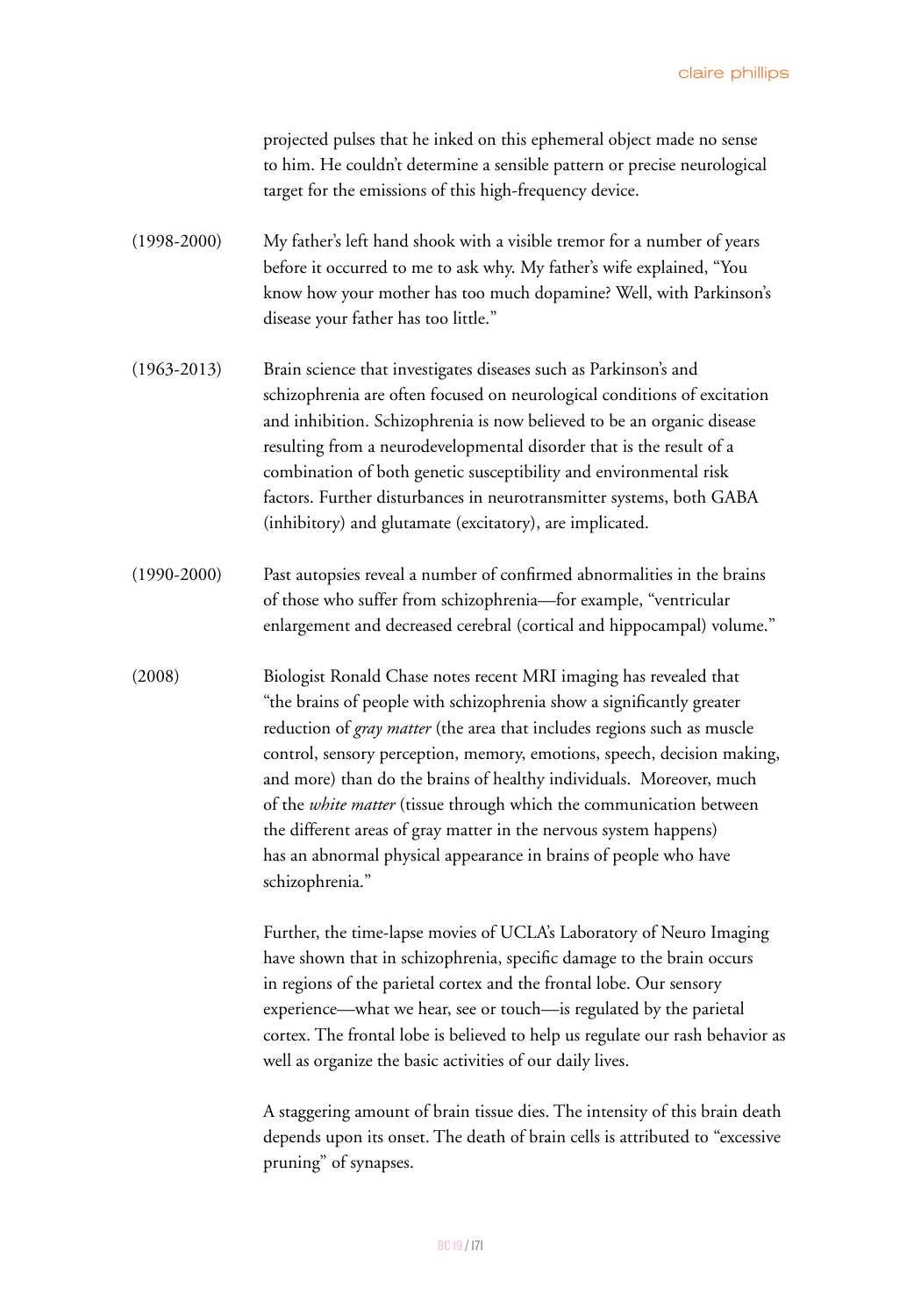projected pulses that he inked on this ephemeral object made no sense to him. He couldn't determine a sensible pattern or precise neurological target for the emissions of this high-frequency device.

(1998-2000) My father's left hand shook with a visible tremor for a number of years before it occurred to me to ask why. My father's wife explained, "You know how your mother has too much dopamine? Well, with Parkinson's disease your father has too little."

(1963-2013) Brain science that investigates diseases such as Parkinson's and schizophrenia are often focused on neurological conditions of excitation and inhibition. Schizophrenia is now believed to be an organic disease resulting from a neurodevelopmental disorder that is the result of a combination of both genetic susceptibility and environmental risk factors. Further disturbances in neurotransmitter systems, both GABA (inhibitory) and glutamate (excitatory), are implicated.

(1990-2000) Past autopsies reveal a number of confirmed abnormalities in the brains of those who suffer from schizophrenia—for example, "ventricular enlargement and decreased cerebral (cortical and hippocampal) volume."

(2008) Biologist Ronald Chase notes recent MRI imaging has revealed that "the brains of people with schizophrenia show a significantly greater reduction of *gray matter* (the area that includes regions such as muscle control, sensory perception, memory, emotions, speech, decision making, and more) than do the brains of healthy individuals. Moreover, much of the *white matter* (tissue through which the communication between the different areas of gray matter in the nervous system happens) has an abnormal physical appearance in brains of people who have schizophrenia."

Further, the time-lapse movies of UCLA's Laboratory of Neuro Imaging have shown that in schizophrenia, specific damage to the brain occurs in regions of the parietal cortex and the frontal lobe. Our sensory experience—what we hear, see or touch—is regulated by the parietal cortex. The frontal lobe is believed to help us regulate our rash behavior as well as organize the basic activities of our daily lives.

A staggering amount of brain tissue dies. The intensity of this brain death depends upon its onset. The death of brain cells is attributed to "excessive pruning" of synapses.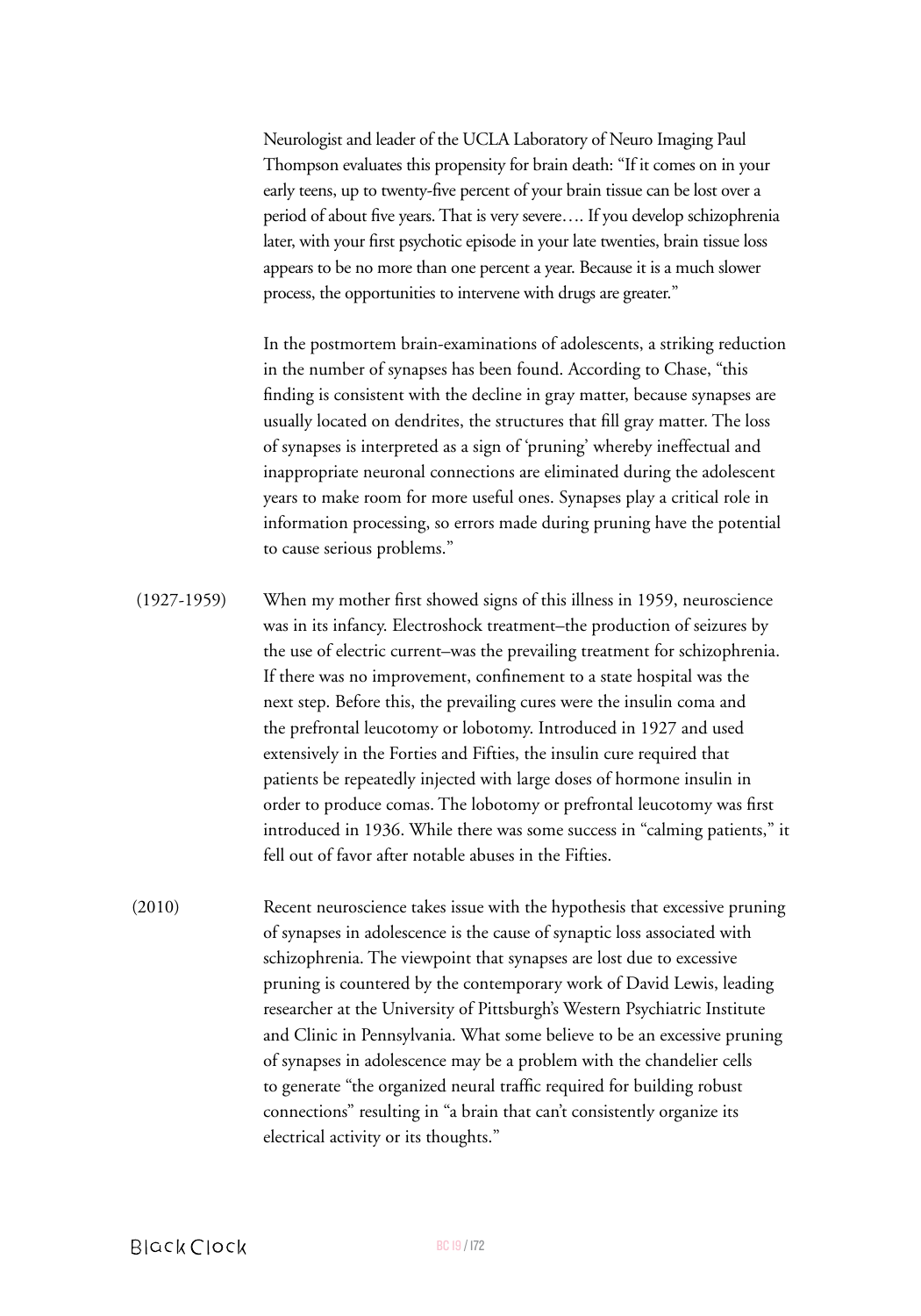Neurologist and leader of the UCLA Laboratory of Neuro Imaging Paul Thompson evaluates this propensity for brain death: "If it comes on in your early teens, up to twenty-five percent of your brain tissue can be lost over a period of about five years. That is very severe…. If you develop schizophrenia later, with your first psychotic episode in your late twenties, brain tissue loss appears to be no more than one percent a year. Because it is a much slower process, the opportunities to intervene with drugs are greater."

In the postmortem brain-examinations of adolescents, a striking reduction in the number of synapses has been found. According to Chase, "this finding is consistent with the decline in gray matter, because synapses are usually located on dendrites, the structures that fill gray matter. The loss of synapses is interpreted as a sign of 'pruning' whereby ineffectual and inappropriate neuronal connections are eliminated during the adolescent years to make room for more useful ones. Synapses play a critical role in information processing, so errors made during pruning have the potential to cause serious problems."

(1927-1959) When my mother first showed signs of this illness in 1959, neuroscience was in its infancy. Electroshock treatment–the production of seizures by the use of electric current–was the prevailing treatment for schizophrenia. If there was no improvement, confinement to a state hospital was the next step. Before this, the prevailing cures were the insulin coma and the prefrontal leucotomy or lobotomy. Introduced in 1927 and used extensively in the Forties and Fifties, the insulin cure required that patients be repeatedly injected with large doses of hormone insulin in order to produce comas. The lobotomy or prefrontal leucotomy was first introduced in 1936. While there was some success in "calming patients," it fell out of favor after notable abuses in the Fifties.

(2010) Recent neuroscience takes issue with the hypothesis that excessive pruning of synapses in adolescence is the cause of synaptic loss associated with schizophrenia. The viewpoint that synapses are lost due to excessive pruning is countered by the contemporary work of David Lewis, leading researcher at the University of Pittsburgh's Western Psychiatric Institute and Clinic in Pennsylvania. What some believe to be an excessive pruning of synapses in adolescence may be a problem with the chandelier cells to generate "the organized neural traffic required for building robust connections" resulting in "a brain that can't consistently organize its electrical activity or its thoughts."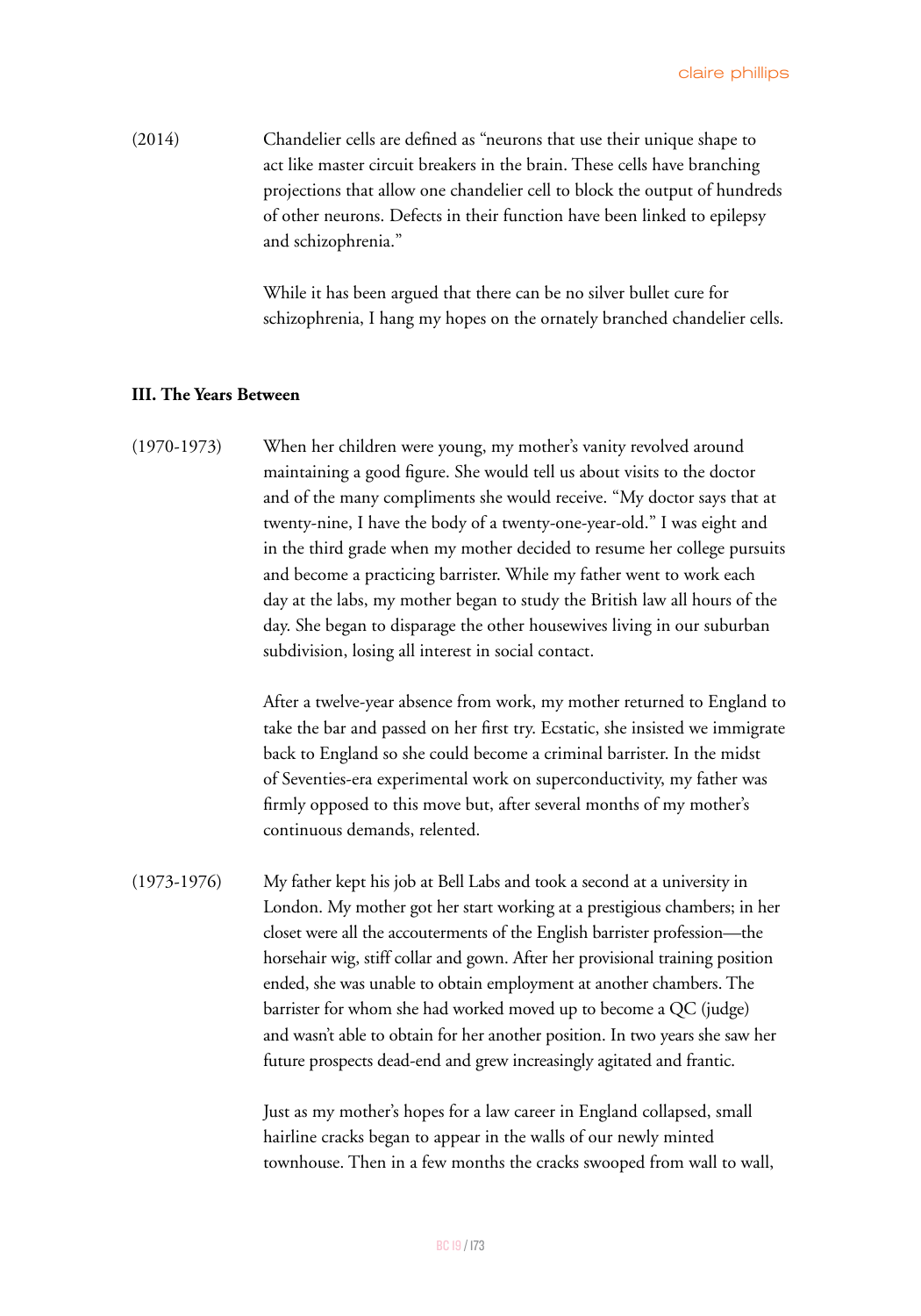(2014) Chandelier cells are defined as "neurons that use their unique shape to act like master circuit breakers in the brain. These cells have branching projections that allow one chandelier cell to block the output of hundreds of other neurons. Defects in their function have been linked to epilepsy and schizophrenia."

While it has been argued that there can be no silver bullet cure for schizophrenia, I hang my hopes on the ornately branched chandelier cells.

**III. The Years Between**

(1970-1973) When her children were young, my mother's vanity revolved around maintaining a good figure. She would tell us about visits to the doctor and of the many compliments she would receive. "My doctor says that at twenty-nine, I have the body of a twenty-one-year-old." I was eight and in the third grade when my mother decided to resume her college pursuits and become a practicing barrister. While my father went to work each day at the labs, my mother began to study the British law all hours of the day. She began to disparage the other housewives living in our suburban subdivision, losing all interest in social contact.

After a twelve-year absence from work, my mother returned to England to take the bar and passed on her first try. Ecstatic, she insisted we immigrate back to England so she could become a criminal barrister. In the midst of Seventies-era experimental work on superconductivity, my father was firmly opposed to this move but, after several months of my mother's continuous demands, relented.

(1973-1976) My father kept his job at Bell Labs and took a second at a university in London. My mother got her start working at a prestigious chambers; in her closet were all the accouterments of the English barrister profession—the horsehair wig, stiff collar and gown. After her provisional training position ended, she was unable to obtain employment at another chambers. The barrister for whom she had worked moved up to become a QC (judge) and wasn't able to obtain for her another position. In two years she saw her future prospects dead-end and grew increasingly agitated and frantic.

Just as my mother's hopes for a law career in England collapsed, small hairline cracks began to appear in the walls of our newly minted townhouse. Then in a few months the cracks swooped from wall to wall,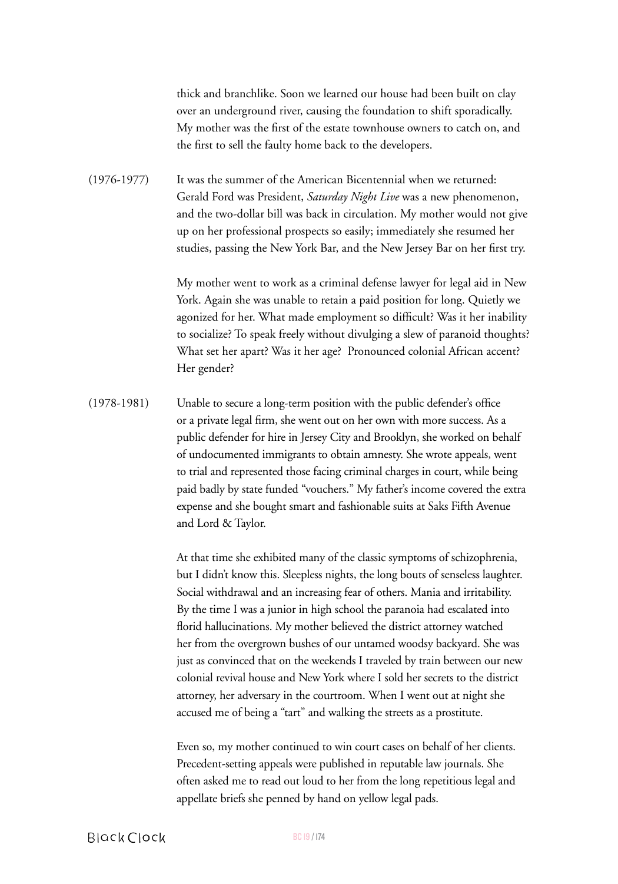thick and branchlike. Soon we learned our house had been built on clay over an underground river, causing the foundation to shift sporadically. My mother was the first of the estate townhouse owners to catch on, and the first to sell the faulty home back to the developers.

(1976-1977) It was the summer of the American Bicentennial when we returned: Gerald Ford was President, *Saturday Night Live* was a new phenomenon, and the two-dollar bill was back in circulation. My mother would not give up on her professional prospects so easily; immediately she resumed her studies, passing the New York Bar, and the New Jersey Bar on her first try.

My mother went to work as a criminal defense lawyer for legal aid in New York. Again she was unable to retain a paid position for long. Quietly we agonized for her. What made employment so difficult? Was it her inability to socialize? To speak freely without divulging a slew of paranoid thoughts? What set her apart? Was it her age? Pronounced colonial African accent? Her gender?

(1978-1981) Unable to secure a long-term position with the public defender's office or a private legal firm, she went out on her own with more success. As a public defender for hire in Jersey City and Brooklyn, she worked on behalf of undocumented immigrants to obtain amnesty. She wrote appeals, went to trial and represented those facing criminal charges in court, while being paid badly by state funded "vouchers." My father's income covered the extra expense and she bought smart and fashionable suits at Saks Fifth Avenue and Lord & Taylor.

At that time she exhibited many of the classic symptoms of schizophrenia, but I didn't know this. Sleepless nights, the long bouts of senseless laughter. Social withdrawal and an increasing fear of others. Mania and irritability. By the time I was a junior in high school the paranoia had escalated into florid hallucinations. My mother believed the district attorney watched her from the overgrown bushes of our untamed woodsy backyard. She was just as convinced that on the weekends I traveled by train between our new colonial revival house and New York where I sold her secrets to the district attorney, her adversary in the courtroom. When I went out at night she accused me of being a "tart" and walking the streets as a prostitute.

Even so, my mother continued to win court cases on behalf of her clients. Precedent-setting appeals were published in reputable law journals. She often asked me to read out loud to her from the long repetitious legal and appellate briefs she penned by hand on yellow legal pads.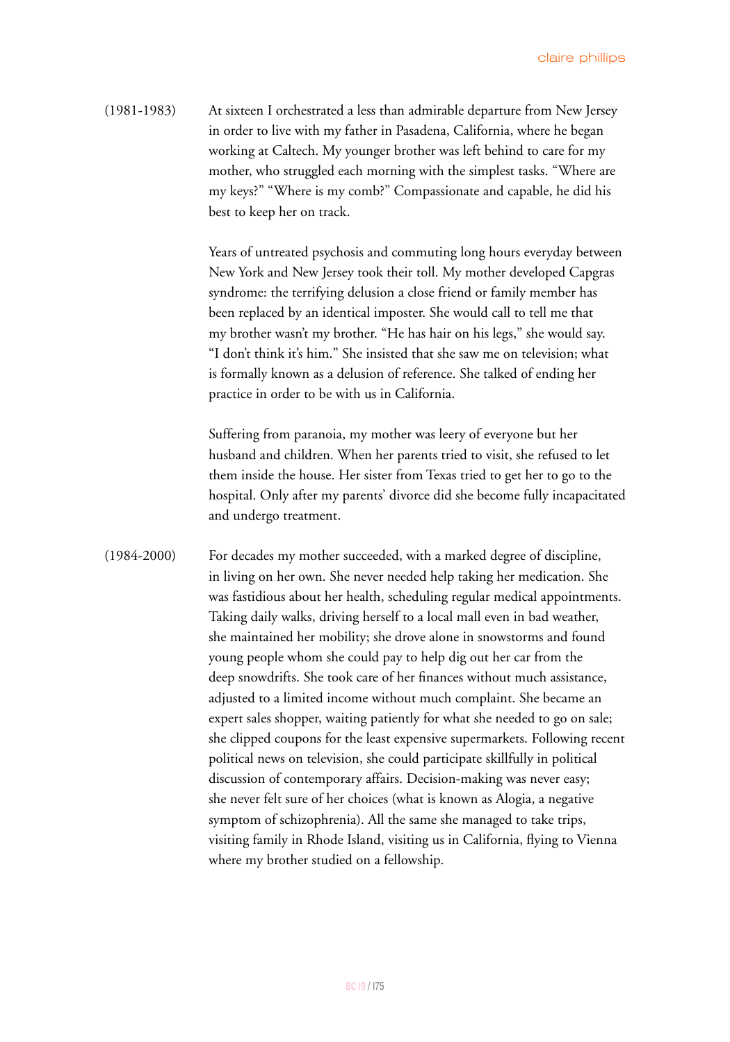(1981-1983) At sixteen I orchestrated a less than admirable departure from New Jersey in order to live with my father in Pasadena, California, where he began working at Caltech. My younger brother was left behind to care for my mother, who struggled each morning with the simplest tasks. “Where are my keys?” “Where is my comb?” Compassionate and capable, he did his best to keep her on track.

Years of untreated psychosis and commuting long hours everyday between New York and New Jersey took their toll. My mother developed Capgras syndrome: the terrifying delusion a close friend or family member has been replaced by an identical imposter. She would call to tell me that my brother wasn’t my brother. “He has hair on his legs,” she would say. “I don’t think it’s him.” She insisted that she saw me on television; what is formally known as a delusion of reference. She talked of ending her practice in order to be with us in California.

Suffering from paranoia, my mother was leery of everyone but her husband and children. When her parents tried to visit, she refused to let them inside the house. Her sister from Texas tried to get her to go to the hospital. Only after my parents’ divorce did she become fully incapacitated and undergo treatment.

(1984-2000) For decades my mother succeeded, with a marked degree of discipline, in living on her own. She never needed help taking her medication. She was fastidious about her health, scheduling regular medical appointments. Taking daily walks, driving herself to a local mall even in bad weather, she maintained her mobility; she drove alone in snowstorms and found young people whom she could pay to help dig out her car from the deep snowdrifts. She took care of her finances without much assistance, adjusted to a limited income without much complaint. She became an expert sales shopper, waiting patiently for what she needed to go on sale; she clipped coupons for the least expensive supermarkets. Following recent political news on television, she could participate skillfully in political discussion of contemporary affairs. Decision-making was never easy; she never felt sure of her choices (what is known as Alogia, a negative symptom of schizophrenia). All the same she managed to take trips, visiting family in Rhode Island, visiting us in California, flying to Vienna where my brother studied on a fellowship.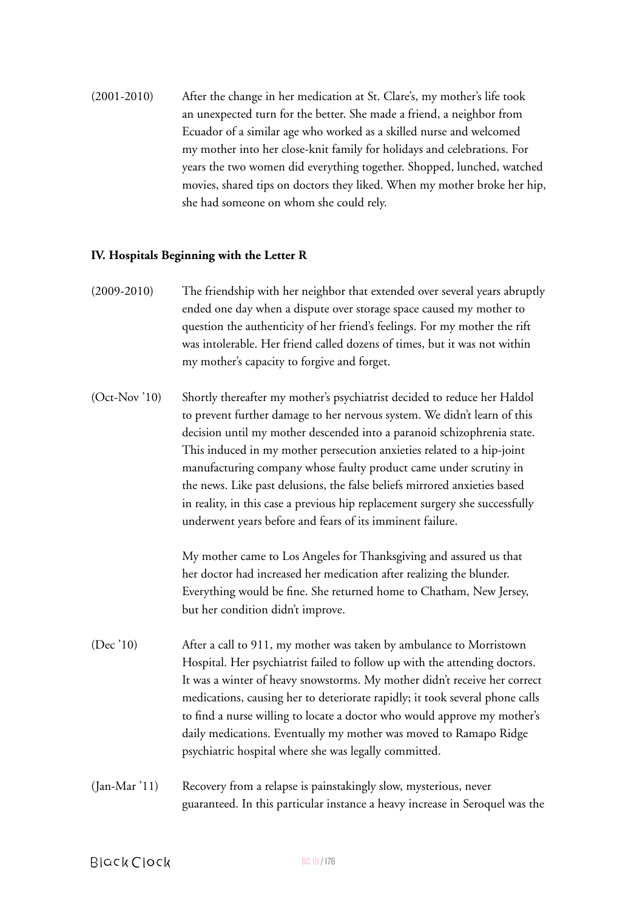(2001-2010) After the change in her medication at St. Clare's, my mother's life took an unexpected turn for the better. She made a friend, a neighbor from Ecuador of a similar age who worked as a skilled nurse and welcomed my mother into her close-knit family for holidays and celebrations. For years the two women did everything together. Shopped, lunched, watched movies, shared tips on doctors they liked. When my mother broke her hip, she had someone on whom she could rely.

### IV. Hospitals Beginning with the Letter R

(2009-2010) The friendship with her neighbor that extended over several years abruptly ended one day when a dispute over storage space caused my mother to question the authenticity of her friend's feelings. For my mother the rift was intolerable. Her friend called dozens of times, but it was not within my mother's capacity to forgive and forget.

(Oct-Nov '10) Shortly thereafter my mother's psychiatrist decided to reduce her Haldol to prevent further damage to her nervous system. We didn't learn of this decision until my mother descended into a paranoid schizophrenia state. This induced in my mother persecution anxieties related to a hip-joint manufacturing company whose faulty product came under scrutiny in the news. Like past delusions, the false beliefs mirrored anxieties based in reality, in this case a previous hip replacement surgery she successfully underwent years before and fears of its imminent failure.

My mother came to Los Angeles for Thanksgiving and assured us that her doctor had increased her medication after realizing the blunder. Everything would be fine. She returned home to Chatham, New Jersey, but her condition didn't improve.

(Dec '10) After a call to 911, my mother was taken by ambulance to Morristown Hospital. Her psychiatrist failed to follow up with the attending doctors. It was a winter of heavy snowstorms. My mother didn't receive her correct medications, causing her to deteriorate rapidly; it took several phone calls to find a nurse willing to locate a doctor who would approve my mother's daily medications. Eventually my mother was moved to Ramapo Ridge psychiatric hospital where she was legally committed.

(Jan-Mar '11) Recovery from a relapse is painstakingly slow, mysterious, never guaranteed. In this particular instance a heavy increase in Seroquel was the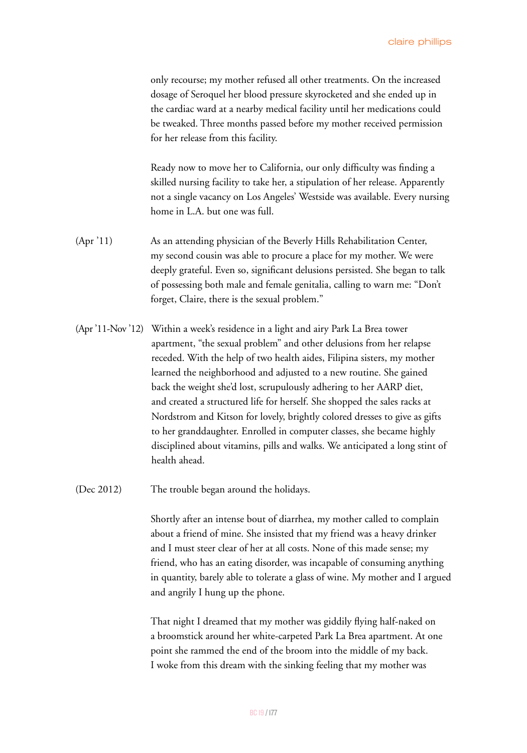only recourse; my mother refused all other treatments. On the increased dosage of Seroquel her blood pressure skyrocketed and she ended up in the cardiac ward at a nearby medical facility until her medications could be tweaked. Three months passed before my mother received permission for her release from this facility.

Ready now to move her to California, our only difficulty was finding a skilled nursing facility to take her, a stipulation of her release. Apparently not a single vacancy on Los Angeles' Westside was available. Every nursing home in L.A. but one was full.

(Apr '11) As an attending physician of the Beverly Hills Rehabilitation Center, my second cousin was able to procure a place for my mother. We were deeply grateful. Even so, significant delusions persisted. She began to talk of possessing both male and female genitalia, calling to warn me: "Don't forget, Claire, there is the sexual problem."

(Apr '11-Nov '12) Within a week's residence in a light and airy Park La Brea tower apartment, "the sexual problem" and other delusions from her relapse receded. With the help of two health aides, Filipina sisters, my mother learned the neighborhood and adjusted to a new routine. She gained back the weight she'd lost, scrupulously adhering to her AARP diet, and created a structured life for herself. She shopped the sales racks at Nordstrom and Kitson for lovely, brightly colored dresses to give as gifts to her granddaughter. Enrolled in computer classes, she became highly disciplined about vitamins, pills and walks. We anticipated a long stint of health ahead.

(Dec 2012) The trouble began around the holidays.

Shortly after an intense bout of diarrhea, my mother called to complain about a friend of mine. She insisted that my friend was a heavy drinker and I must steer clear of her at all costs. None of this made sense; my friend, who has an eating disorder, was incapable of consuming anything in quantity, barely able to tolerate a glass of wine. My mother and I argued and angrily I hung up the phone.

That night I dreamed that my mother was giddily flying half-naked on a broomstick around her white-carpeted Park La Brea apartment. At one point she rammed the end of the broom into the middle of my back. I woke from this dream with the sinking feeling that my mother was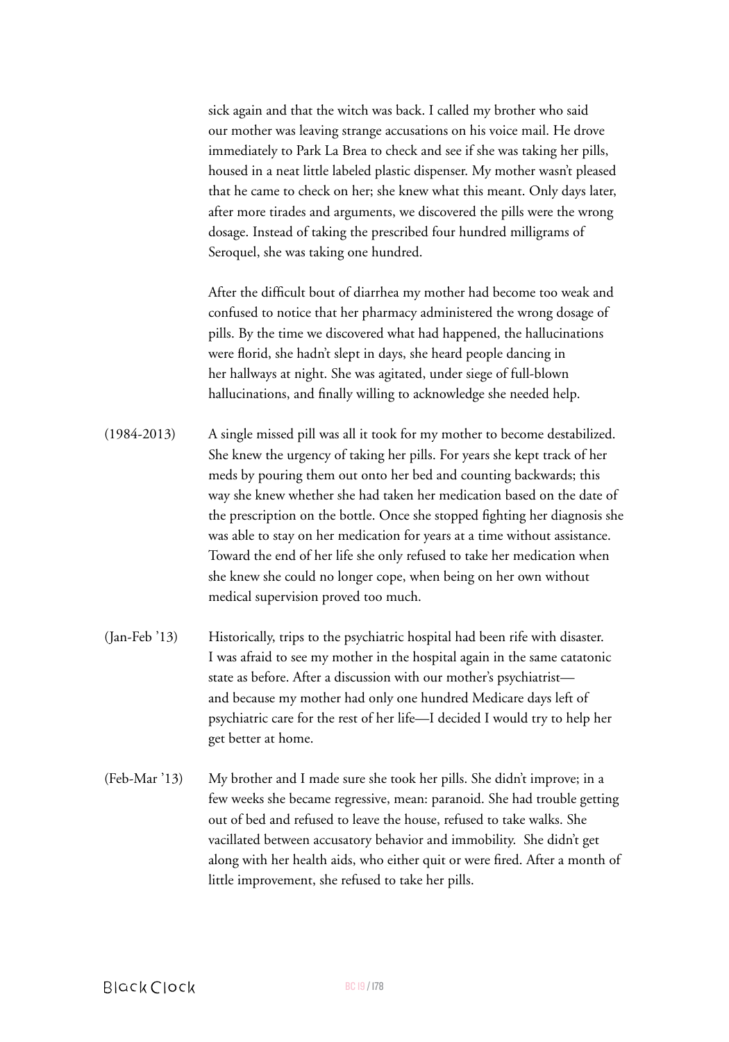sick again and that the witch was back. I called my brother who said our mother was leaving strange accusations on his voice mail. He drove immediately to Park La Brea to check and see if she was taking her pills, housed in a neat little labeled plastic dispenser. My mother wasn't pleased that he came to check on her; she knew what this meant. Only days later, after more tirades and arguments, we discovered the pills were the wrong dosage. Instead of taking the prescribed four hundred milligrams of Seroquel, she was taking one hundred.

After the difficult bout of diarrhea my mother had become too weak and confused to notice that her pharmacy administered the wrong dosage of pills. By the time we discovered what had happened, the hallucinations were florid, she hadn't slept in days, she heard people dancing in her hallways at night. She was agitated, under siege of full-blown hallucinations, and finally willing to acknowledge she needed help.

(1984-2013) A single missed pill was all it took for my mother to become destabilized. She knew the urgency of taking her pills. For years she kept track of her meds by pouring them out onto her bed and counting backwards; this way she knew whether she had taken her medication based on the date of the prescription on the bottle. Once she stopped fighting her diagnosis she was able to stay on her medication for years at a time without assistance. Toward the end of her life she only refused to take her medication when she knew she could no longer cope, when being on her own without medical supervision proved too much.

(Jan-Feb '13) Historically, trips to the psychiatric hospital had been rife with disaster. I was afraid to see my mother in the hospital again in the same catatonic state as before. After a discussion with our mother's psychiatrist—and because my mother had only one hundred Medicare days left of psychiatric care for the rest of her life—I decided I would try to help her get better at home.

(Feb-Mar '13) My brother and I made sure she took her pills. She didn't improve; in a few weeks she became regressive, mean: paranoid. She had trouble getting out of bed and refused to leave the house, refused to take walks. She vacillated between accusatory behavior and immobility. She didn't get along with her health aids, who either quit or were fired. After a month of little improvement, she refused to take her pills.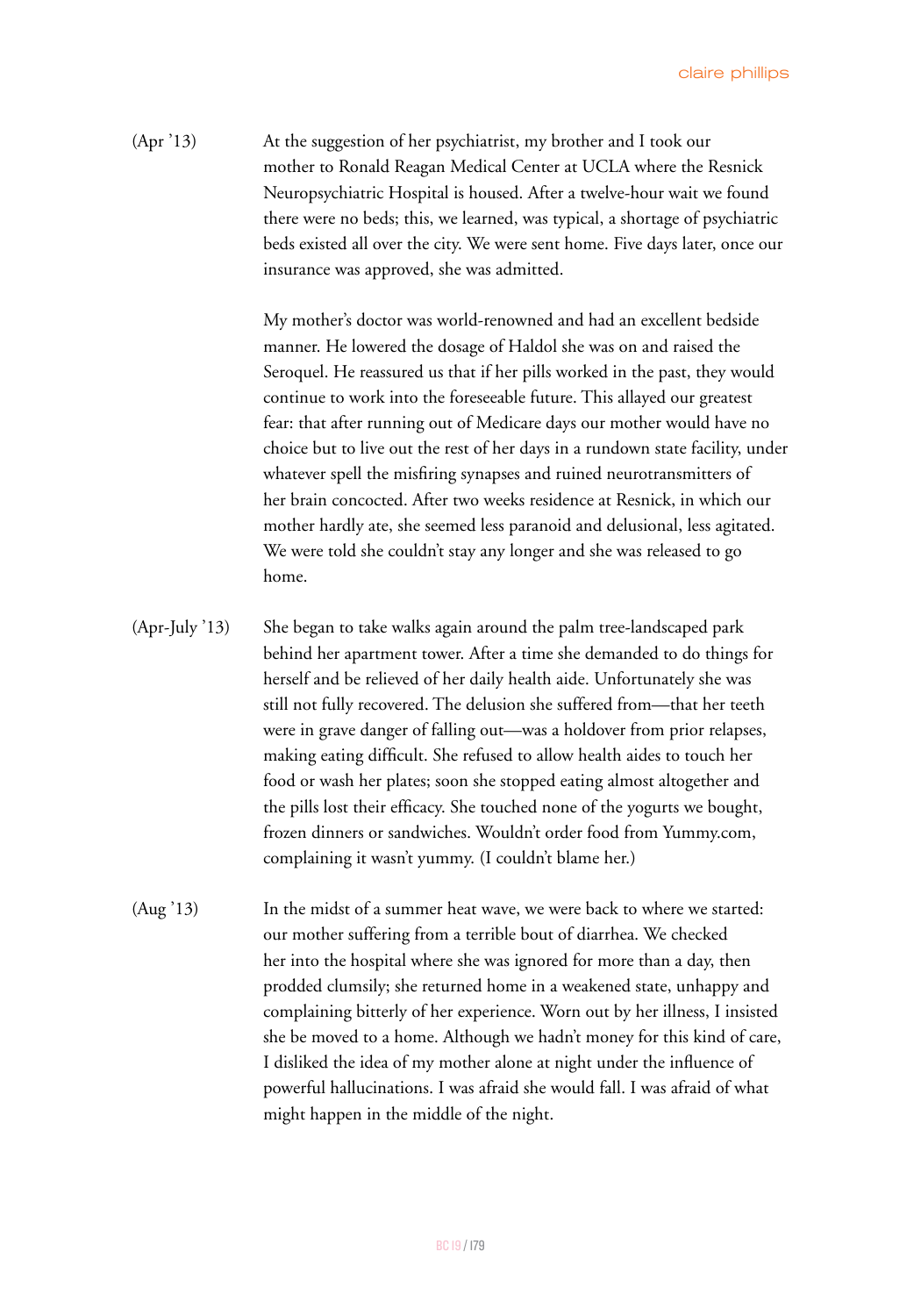(Apr '13) At the suggestion of her psychiatrist, my brother and I took our mother to Ronald Reagan Medical Center at UCLA where the Resnick Neuropsychiatric Hospital is housed. After a twelve-hour wait we found there were no beds; this, we learned, was typical, a shortage of psychiatric beds existed all over the city. We were sent home. Five days later, once our insurance was approved, she was admitted.

My mother's doctor was world-renowned and had an excellent bedside manner. He lowered the dosage of Haldol she was on and raised the Seroquel. He reassured us that if her pills worked in the past, they would continue to work into the foreseeable future. This allayed our greatest fear: that after running out of Medicare days our mother would have no choice but to live out the rest of her days in a rundown state facility, under whatever spell the misfiring synapses and ruined neurotransmitters of her brain concocted. After two weeks residence at Resnick, in which our mother hardly ate, she seemed less paranoid and delusional, less agitated. We were told she couldn't stay any longer and she was released to go home.

(Apr-July '13) She began to take walks again around the palm tree-landscaped park behind her apartment tower. After a time she demanded to do things for herself and be relieved of her daily health aide. Unfortunately she was still not fully recovered. The delusion she suffered from—that her teeth were in grave danger of falling out—was a holdover from prior relapses, making eating difficult. She refused to allow health aides to touch her food or wash her plates; soon she stopped eating almost altogether and the pills lost their efficacy. She touched none of the yogurts we bought, frozen dinners or sandwiches. Wouldn't order food from Yummy.com, complaining it wasn't yummy. (I couldn't blame her.)

(Aug '13) In the midst of a summer heat wave, we were back to where we started: our mother suffering from a terrible bout of diarrhea. We checked her into the hospital where she was ignored for more than a day, then prodded clumsily; she returned home in a weakened state, unhappy and complaining bitterly of her experience. Worn out by her illness, I insisted she be moved to a home. Although we hadn't money for this kind of care, I disliked the idea of my mother alone at night under the influence of powerful hallucinations. I was afraid she would fall. I was afraid of what might happen in the middle of the night.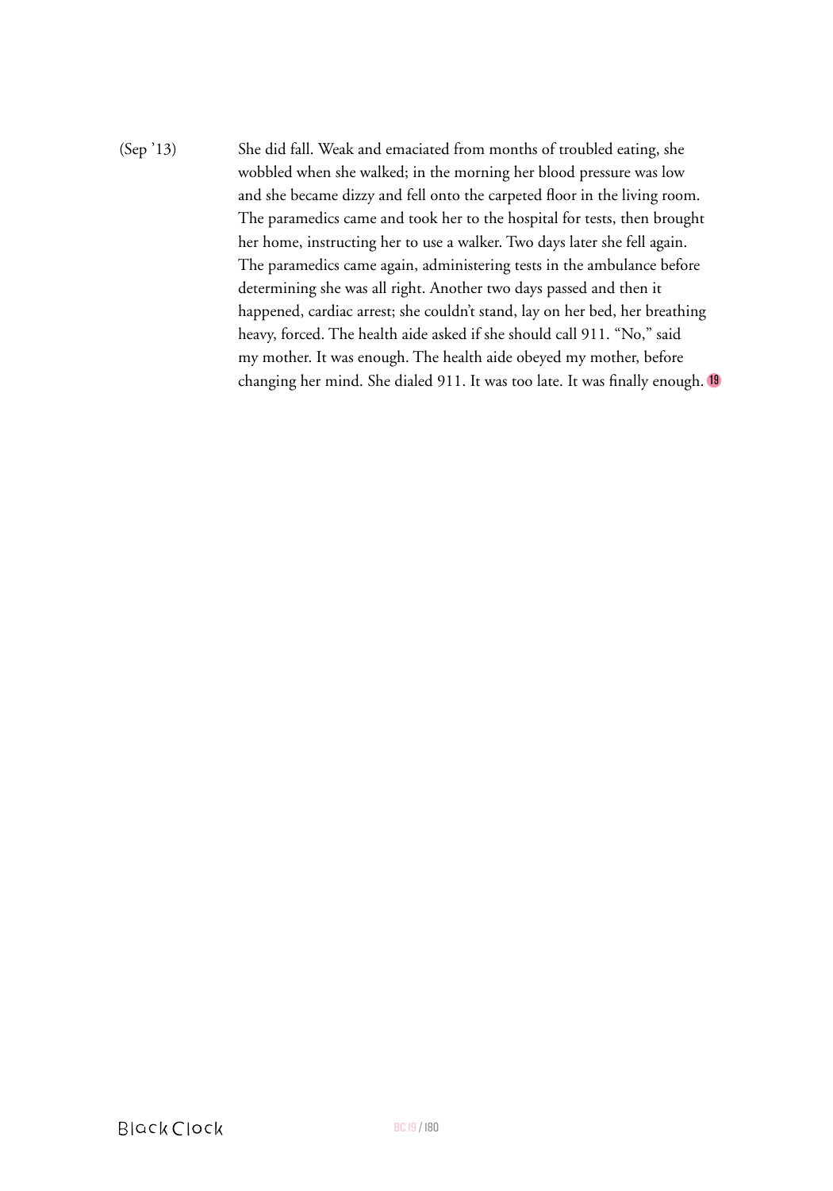(Sep '13) She did fall. Weak and emaciated from months of troubled eating, she wobbled when she walked; in the morning her blood pressure was low and she became dizzy and fell onto the carpeted floor in the living room. The paramedics came and took her to the hospital for tests, then brought her home, instructing her to use a walker. Two days later she fell again. The paramedics came again, administering tests in the ambulance before determining she was all right. Another two days passed and then it happened, cardiac arrest; she couldn't stand, lay on her bed, her breathing heavy, forced. The health aide asked if she should call 911. "No," said my mother. It was enough. The health aide obeyed my mother, before changing her mind. She dialed 911. It was too late. It was finally enough.